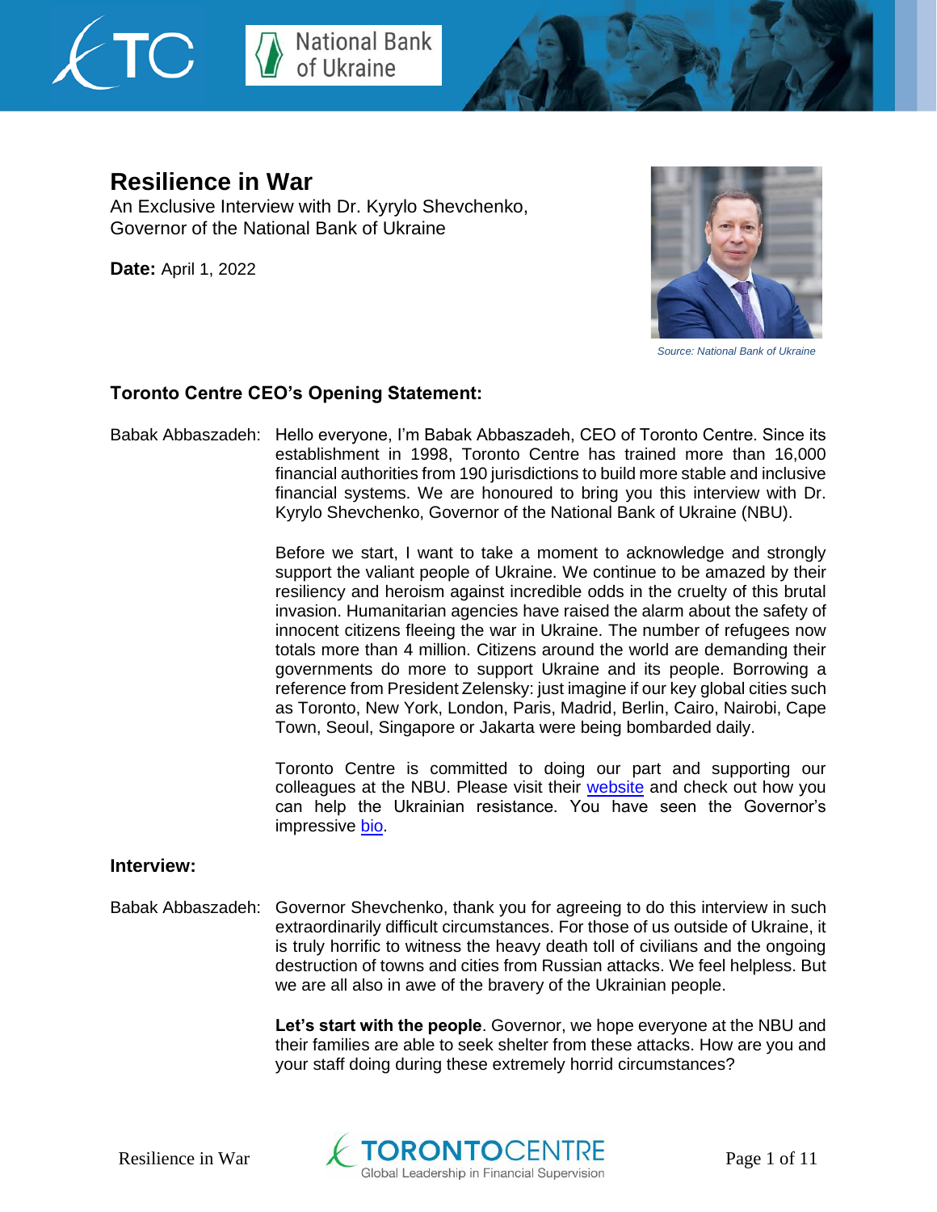# Resilience in War

An Exclusive Interview with Dr. Kyrylo Shevchenko, Governor of the National Bank of Ukraine

**Date:** April 1, 2022

*Source: National Bank of Ukraine*

## Toronto Centre CEO's Opening Statement:

Babak Abbaszadeh: Hello everyone, I'm Babak Abbaszadeh, CEO of Toronto Centre. Since its establishment in 1998, Toronto Centre has trained more than 16,000 financial authorities from 190 jurisdictions to build more stable and inclusive financial systems. We are honoured to bring you this interview with Dr. Kyrylo Shevchenko, Governor of the National Bank of Ukraine (NBU).

Before we start, I want to take a moment to acknowledge and strongly support the valiant people of Ukraine. We continue to be amazed by their resiliency and heroism against incredible odds in the cruelty of this brutal invasion. Humanitarian agencies have raised the alarm about the safety of innocent citizens fleeing the war in Ukraine. The number of refugees now totals more than 4 million. Citizens around the world are demanding their governments do more to support Ukraine and its people. Borrowing a reference from President Zelensky: just imagine if our key global cities such as Toronto, New York, London, Paris, Madrid, Berlin, Cairo, Nairobi, Cape Town, Seoul, Singapore or Jakarta were being bombarded daily.

Toronto Centre is committed to doing our part and supporting our colleagues at the NBU. Please visit their website and check out how you can help the Ukrainian resistance. You have seen the Governor's impressive bio.

## Interview:

Babak Abbaszadeh: Governor Shevchenko, thank you for agreeing to do this interview in such extraordinarily difficult circumstances. For those of us outside of Ukraine, it is truly horrific to witness the heavy death toll of civilians and the ongoing destruction of towns and cities from Russian attacks. We feel helpless. But we are all also in awe of the bravery of the Ukrainian people.

**Let's start with the people**. Governor, we hope everyone at the NBU and their families are able to seek shelter from these attacks. How are you and your staff doing during these extremely horrid circumstances?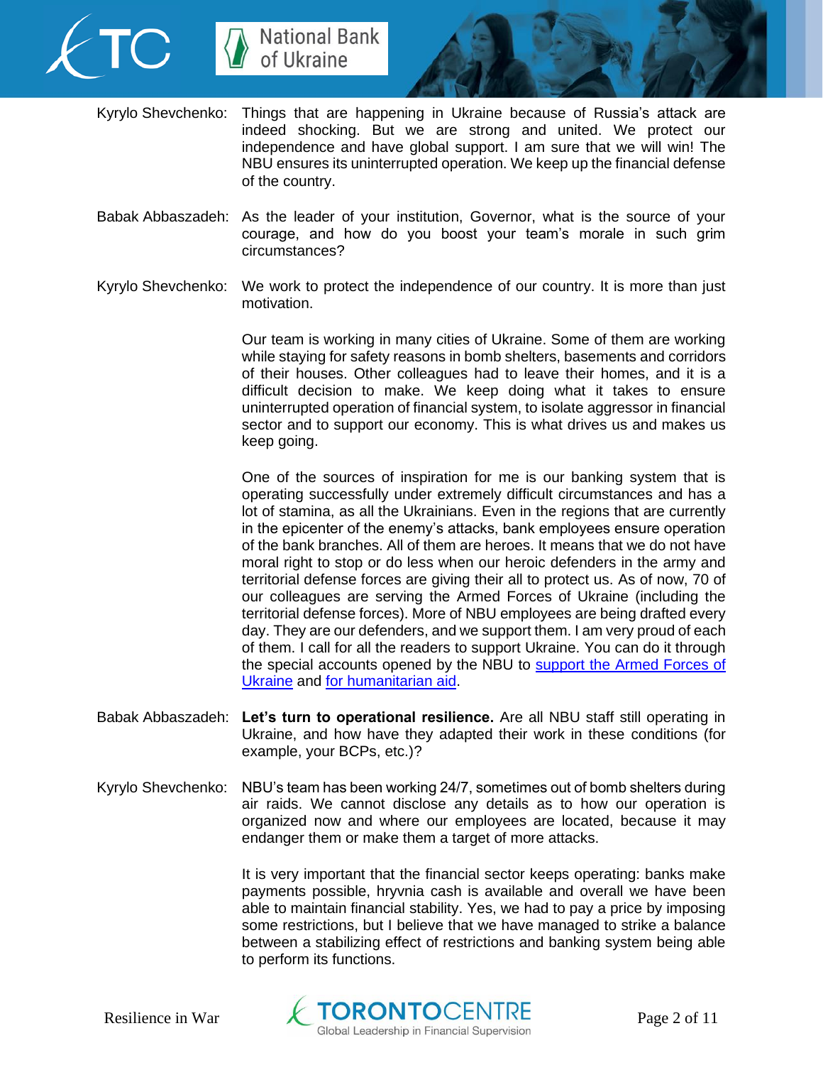Kyrylo Shevchenko: Things that are happening in Ukraine because of Russia's attack are indeed shocking. But we are strong and united. We protect our independence and have global support. I am sure that we will win! The NBU ensures its uninterrupted operation. We keep up the financial defense of the country.

Babak Abbaszadeh: As the leader of your institution, Governor, what is the source of your courage, and how do you boost your team's morale in such grim circumstances?

Kyrylo Shevchenko: We work to protect the independence of our country. It is more than just motivation.

Our team is working in many cities of Ukraine. Some of them are working while staying for safety reasons in bomb shelters, basements and corridors of their houses. Other colleagues had to leave their homes, and it is a difficult decision to make. We keep doing what it takes to ensure uninterrupted operation of financial system, to isolate aggressor in financial sector and to support our economy. This is what drives us and makes us keep going.

One of the sources of inspiration for me is our banking system that is operating successfully under extremely difficult circumstances and has a lot of stamina, as all the Ukrainians. Even in the regions that are currently in the epicenter of the enemy's attacks, bank employees ensure operation of the bank branches. All of them are heroes. It means that we do not have moral right to stop or do less when our heroic defenders in the army and territorial defense forces are giving their all to protect us. As of now, 70 of our colleagues are serving the Armed Forces of Ukraine (including the territorial defense forces). More of NBU employees are being drafted every day. They are our defenders, and we support them. I am very proud of each of them. I call for all the readers to support Ukraine. You can do it through the special accounts opened by the NBU to support the Armed Forces of Ukraine and for humanitarian aid.

Babak Abbaszadeh: **Let's turn to operational resilience.** Are all NBU staff still operating in Ukraine, and how have they adapted their work in these conditions (for example, your BCPs, etc.)?

Kyrylo Shevchenko: NBU's team has been working 24/7, sometimes out of bomb shelters during air raids. We cannot disclose any details as to how our operation is organized now and where our employees are located, because it may endanger them or make them a target of more attacks.

It is very important that the financial sector keeps operating: banks make payments possible, hryvnia cash is available and overall we have been able to maintain financial stability. Yes, we had to pay a price by imposing some restrictions, but I believe that we have managed to strike a balance between a stabilizing effect of restrictions and banking system being able to perform its functions.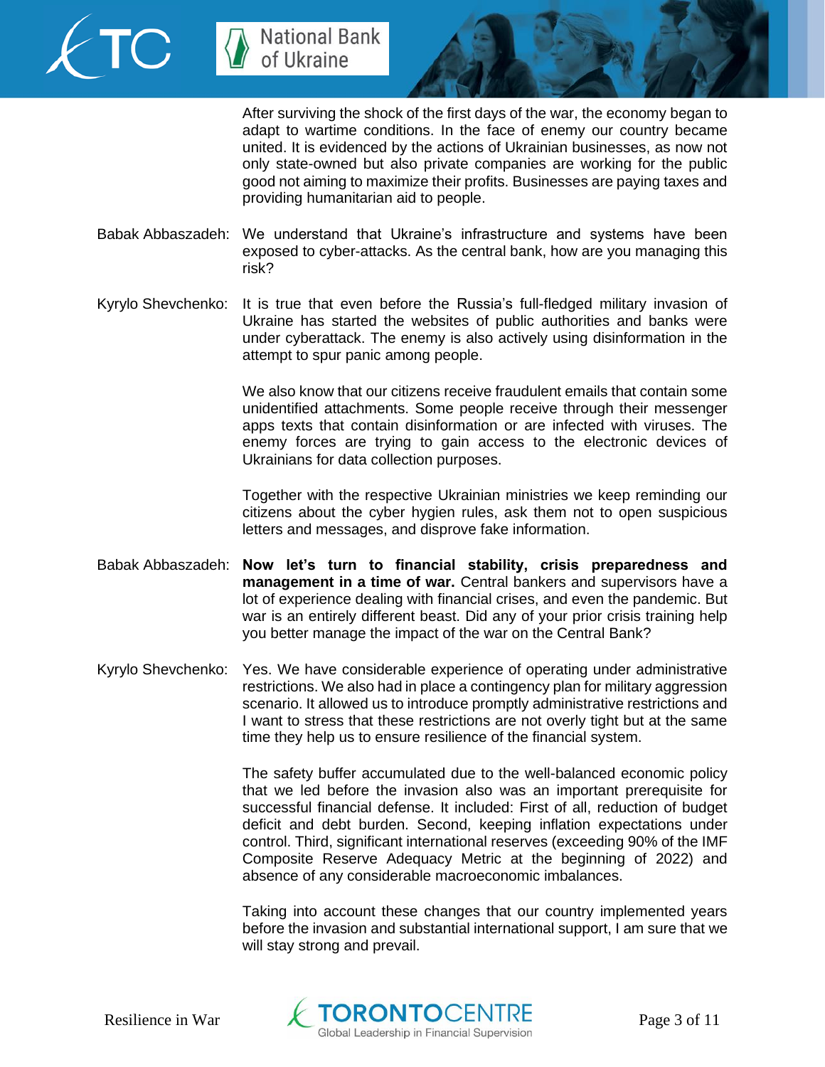After surviving the shock of the first days of the war, the economy began to adapt to wartime conditions. In the face of enemy our country became united. It is evidenced by the actions of Ukrainian businesses, as now not only state-owned but also private companies are working for the public good not aiming to maximize their profits. Businesses are paying taxes and providing humanitarian aid to people.

Babak Abbaszadeh: We understand that Ukraine's infrastructure and systems have been exposed to cyber-attacks. As the central bank, how are you managing this risk?

Kyrylo Shevchenko: It is true that even before the Russia's full-fledged military invasion of Ukraine has started the websites of public authorities and banks were under cyberattack. The enemy is also actively using disinformation in the attempt to spur panic among people.

We also know that our citizens receive fraudulent emails that contain some unidentified attachments. Some people receive through their messenger apps texts that contain disinformation or are infected with viruses. The enemy forces are trying to gain access to the electronic devices of Ukrainians for data collection purposes.

Together with the respective Ukrainian ministries we keep reminding our citizens about the cyber hygien rules, ask them not to open suspicious letters and messages, and disprove fake information.

Babak Abbaszadeh: **Now let's turn to financial stability, crisis preparedness and management in a time of war.** Central bankers and supervisors have a lot of experience dealing with financial crises, and even the pandemic. But war is an entirely different beast. Did any of your prior crisis training help you better manage the impact of the war on the Central Bank?

Kyrylo Shevchenko: Yes. We have considerable experience of operating under administrative restrictions. We also had in place a contingency plan for military aggression scenario. It allowed us to introduce promptly administrative restrictions and I want to stress that these restrictions are not overly tight but at the same time they help us to ensure resilience of the financial system.

The safety buffer accumulated due to the well-balanced economic policy that we led before the invasion also was an important prerequisite for successful financial defense. It included: First of all, reduction of budget deficit and debt burden. Second, keeping inflation expectations under control. Third, significant international reserves (exceeding 90% of the IMF Composite Reserve Adequacy Metric at the beginning of 2022) and absence of any considerable macroeconomic imbalances.

Taking into account these changes that our country implemented years before the invasion and substantial international support, I am sure that we will stay strong and prevail.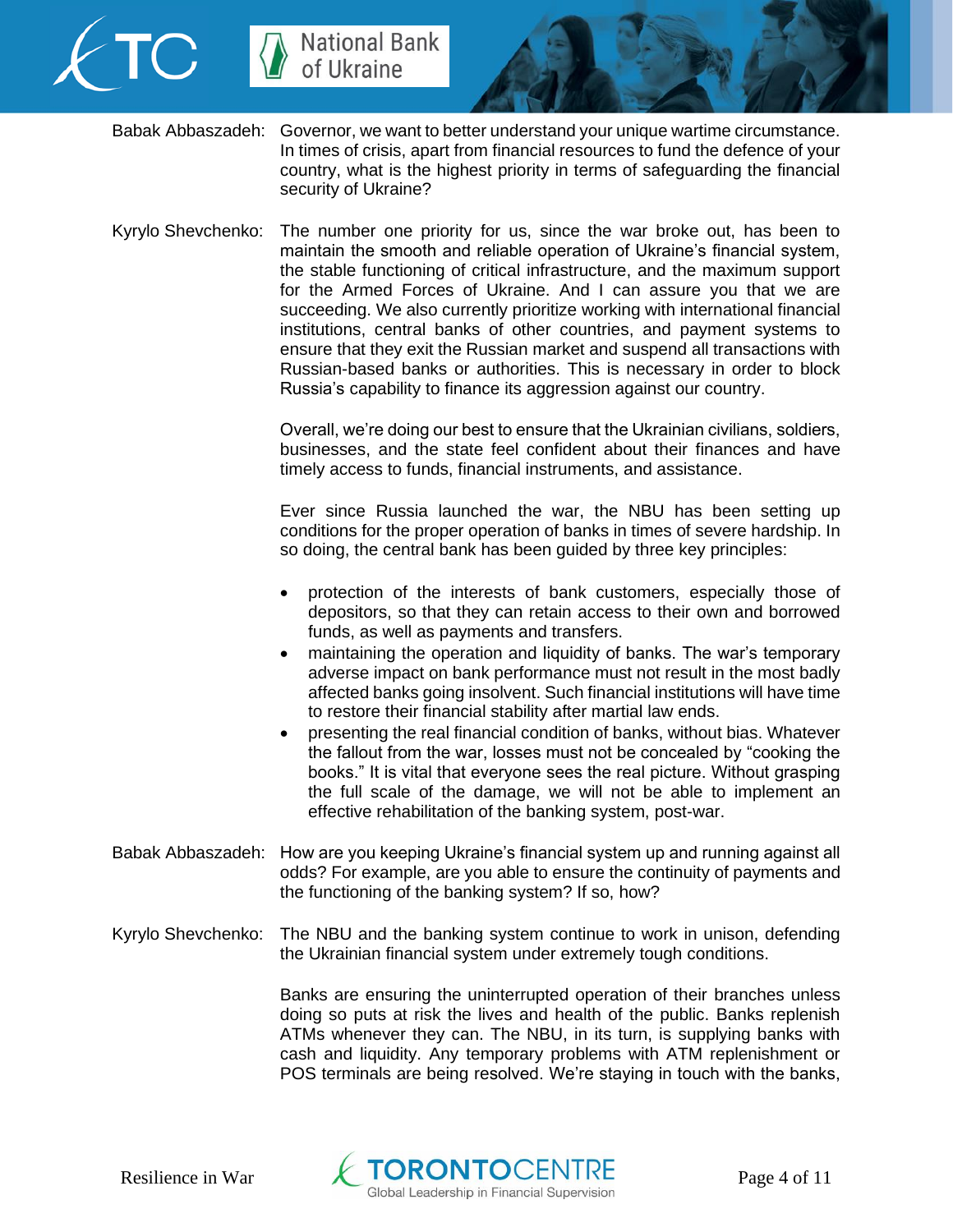Babak Abbaszadeh: Governor, we want to better understand your unique wartime circumstance. In times of crisis, apart from financial resources to fund the defence of your country, what is the highest priority in terms of safeguarding the financial security of Ukraine?

Kyrylo Shevchenko: The number one priority for us, since the war broke out, has been to maintain the smooth and reliable operation of Ukraine's financial system, the stable functioning of critical infrastructure, and the maximum support for the Armed Forces of Ukraine. And I can assure you that we are succeeding. We also currently prioritize working with international financial institutions, central banks of other countries, and payment systems to ensure that they exit the Russian market and suspend all transactions with Russian-based banks or authorities. This is necessary in order to block Russia's capability to finance its aggression against our country.

Overall, we're doing our best to ensure that the Ukrainian civilians, soldiers, businesses, and the state feel confident about their finances and have timely access to funds, financial instruments, and assistance.

Ever since Russia launched the war, the NBU has been setting up conditions for the proper operation of banks in times of severe hardship. In so doing, the central bank has been guided by three key principles:

- protection of the interests of bank customers, especially those of depositors, so that they can retain access to their own and borrowed funds, as well as payments and transfers.
- maintaining the operation and liquidity of banks. The war's temporary adverse impact on bank performance must not result in the most badly affected banks going insolvent. Such financial institutions will have time to restore their financial stability after martial law ends.
- presenting the real financial condition of banks, without bias. Whatever the fallout from the war, losses must not be concealed by "cooking the books." It is vital that everyone sees the real picture. Without grasping the full scale of the damage, we will not be able to implement an effective rehabilitation of the banking system, post-war.

Babak Abbaszadeh: How are you keeping Ukraine's financial system up and running against all odds? For example, are you able to ensure the continuity of payments and the functioning of the banking system? If so, how?

Kyrylo Shevchenko: The NBU and the banking system continue to work in unison, defending the Ukrainian financial system under extremely tough conditions.

Banks are ensuring the uninterrupted operation of their branches unless doing so puts at risk the lives and health of the public. Banks replenish ATMs whenever they can. The NBU, in its turn, is supplying banks with cash and liquidity. Any temporary problems with ATM replenishment or POS terminals are being resolved. We're staying in touch with the banks,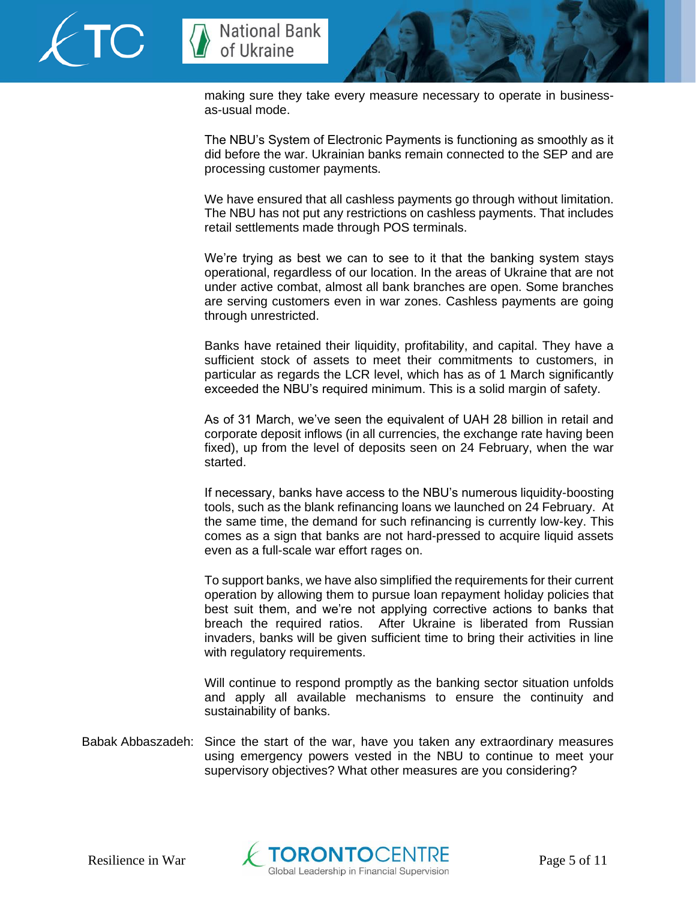making sure they take every measure necessary to operate in business-as-usual mode.

The NBU's System of Electronic Payments is functioning as smoothly as it did before the war. Ukrainian banks remain connected to the SEP and are processing customer payments.

We have ensured that all cashless payments go through without limitation. The NBU has not put any restrictions on cashless payments. That includes retail settlements made through POS terminals.

We're trying as best we can to see to it that the banking system stays operational, regardless of our location. In the areas of Ukraine that are not under active combat, almost all bank branches are open. Some branches are serving customers even in war zones. Cashless payments are going through unrestricted.

Banks have retained their liquidity, profitability, and capital. They have a sufficient stock of assets to meet their commitments to customers, in particular as regards the LCR level, which has as of 1 March significantly exceeded the NBU's required minimum. This is a solid margin of safety.

As of 31 March, we've seen the equivalent of UAH 28 billion in retail and corporate deposit inflows (in all currencies, the exchange rate having been fixed), up from the level of deposits seen on 24 February, when the war started.

If necessary, banks have access to the NBU's numerous liquidity-boosting tools, such as the blank refinancing loans we launched on 24 February. At the same time, the demand for such refinancing is currently low-key. This comes as a sign that banks are not hard-pressed to acquire liquid assets even as a full-scale war effort rages on.

To support banks, we have also simplified the requirements for their current operation by allowing them to pursue loan repayment holiday policies that best suit them, and we're not applying corrective actions to banks that breach the required ratios. After Ukraine is liberated from Russian invaders, banks will be given sufficient time to bring their activities in line with regulatory requirements.

Will continue to respond promptly as the banking sector situation unfolds and apply all available mechanisms to ensure the continuity and sustainability of banks.

Babak Abbaszadeh: Since the start of the war, have you taken any extraordinary measures using emergency powers vested in the NBU to continue to meet your supervisory objectives? What other measures are you considering?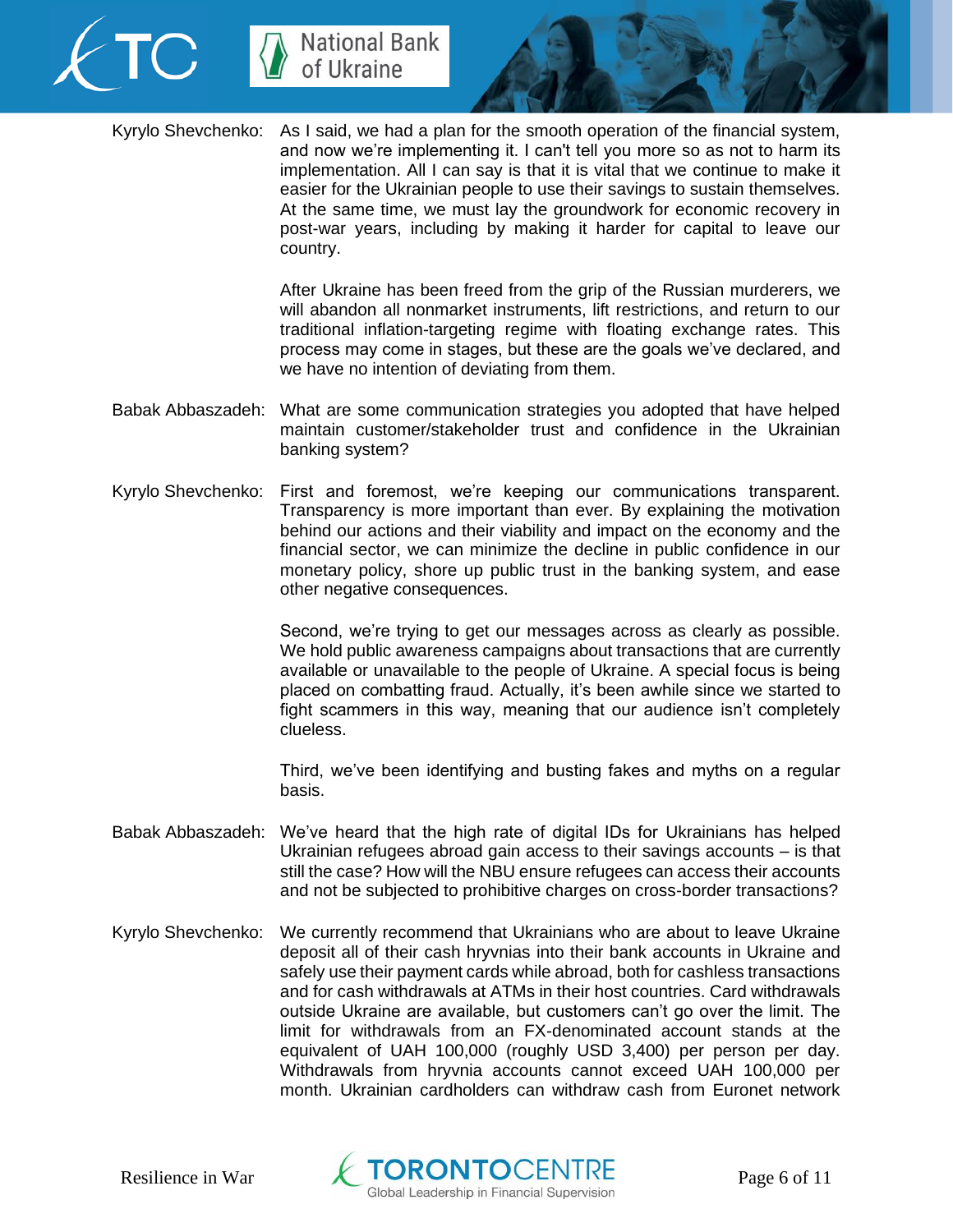**Kyrylo Shevchenko:** As I said, we had a plan for the smooth operation of the financial system, and now we're implementing it. I can't tell you more so as not to harm its implementation. All I can say is that it is vital that we continue to make it easier for the Ukrainian people to use their savings to sustain themselves. At the same time, we must lay the groundwork for economic recovery in post-war years, including by making it harder for capital to leave our country.

After Ukraine has been freed from the grip of the Russian murderers, we will abandon all nonmarket instruments, lift restrictions, and return to our traditional inflation-targeting regime with floating exchange rates. This process may come in stages, but these are the goals we've declared, and we have no intention of deviating from them.

**Babak Abbaszadeh:** What are some communication strategies you adopted that have helped maintain customer/stakeholder trust and confidence in the Ukrainian banking system?

**Kyrylo Shevchenko:** First and foremost, we're keeping our communications transparent. Transparency is more important than ever. By explaining the motivation behind our actions and their viability and impact on the economy and the financial sector, we can minimize the decline in public confidence in our monetary policy, shore up public trust in the banking system, and ease other negative consequences.

Second, we're trying to get our messages across as clearly as possible. We hold public awareness campaigns about transactions that are currently available or unavailable to the people of Ukraine. A special focus is being placed on combatting fraud. Actually, it's been awhile since we started to fight scammers in this way, meaning that our audience isn't completely clueless.

Third, we've been identifying and busting fakes and myths on a regular basis.

**Babak Abbaszadeh:** We've heard that the high rate of digital IDs for Ukrainians has helped Ukrainian refugees abroad gain access to their savings accounts – is that still the case? How will the NBU ensure refugees can access their accounts and not be subjected to prohibitive charges on cross-border transactions?

**Kyrylo Shevchenko:** We currently recommend that Ukrainians who are about to leave Ukraine deposit all of their cash hryvnias into their bank accounts in Ukraine and safely use their payment cards while abroad, both for cashless transactions and for cash withdrawals at ATMs in their host countries. Card withdrawals outside Ukraine are available, but customers can't go over the limit. The limit for withdrawals from an FX-denominated account stands at the equivalent of UAH 100,000 (roughly USD 3,400) per person per day. Withdrawals from hryvnia accounts cannot exceed UAH 100,000 per month. Ukrainian cardholders can withdraw cash from Euronet network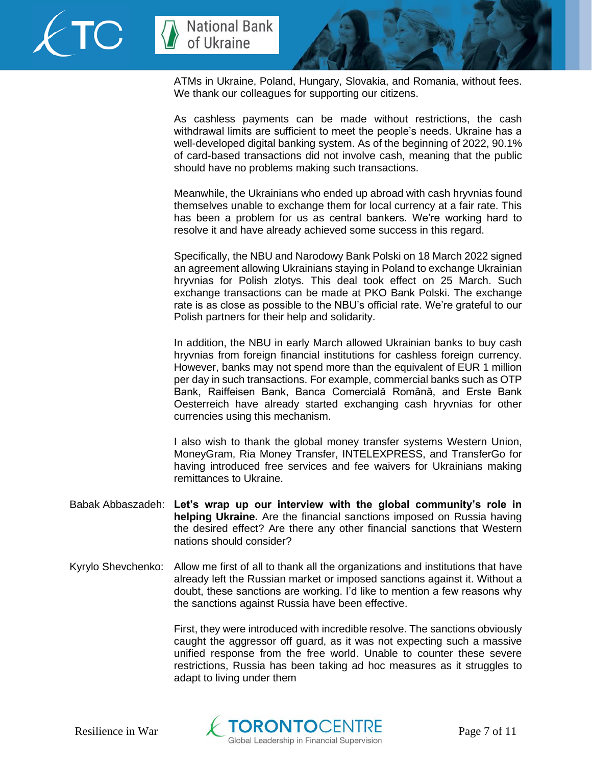ATMs in Ukraine, Poland, Hungary, Slovakia, and Romania, without fees. We thank our colleagues for supporting our citizens.

As cashless payments can be made without restrictions, the cash withdrawal limits are sufficient to meet the people's needs. Ukraine has a well-developed digital banking system. As of the beginning of 2022, 90.1% of card-based transactions did not involve cash, meaning that the public should have no problems making such transactions.

Meanwhile, the Ukrainians who ended up abroad with cash hryvnias found themselves unable to exchange them for local currency at a fair rate. This has been a problem for us as central bankers. We're working hard to resolve it and have already achieved some success in this regard.

Specifically, the NBU and Narodowy Bank Polski on 18 March 2022 signed an agreement allowing Ukrainians staying in Poland to exchange Ukrainian hryvnias for Polish zlotys. This deal took effect on 25 March. Such exchange transactions can be made at PKO Bank Polski. The exchange rate is as close as possible to the NBU's official rate. We're grateful to our Polish partners for their help and solidarity.

In addition, the NBU in early March allowed Ukrainian banks to buy cash hryvnias from foreign financial institutions for cashless foreign currency. However, banks may not spend more than the equivalent of EUR 1 million per day in such transactions. For example, commercial banks such as OTP Bank, Raiffeisen Bank, Banca Comercială Română, and Erste Bank Oesterreich have already started exchanging cash hryvnias for other currencies using this mechanism.

I also wish to thank the global money transfer systems Western Union, MoneyGram, Ria Money Transfer, INTELEXPRESS, and TransferGo for having introduced free services and fee waivers for Ukrainians making remittances to Ukraine.

Babak Abbaszadeh: **Let's wrap up our interview with the global community's role in helping Ukraine.** Are the financial sanctions imposed on Russia having the desired effect? Are there any other financial sanctions that Western nations should consider?

Kyrylo Shevchenko: Allow me first of all to thank all the organizations and institutions that have already left the Russian market or imposed sanctions against it. Without a doubt, these sanctions are working. I'd like to mention a few reasons why the sanctions against Russia have been effective.

First, they were introduced with incredible resolve. The sanctions obviously caught the aggressor off guard, as it was not expecting such a massive unified response from the free world. Unable to counter these severe restrictions, Russia has been taking ad hoc measures as it struggles to adapt to living under them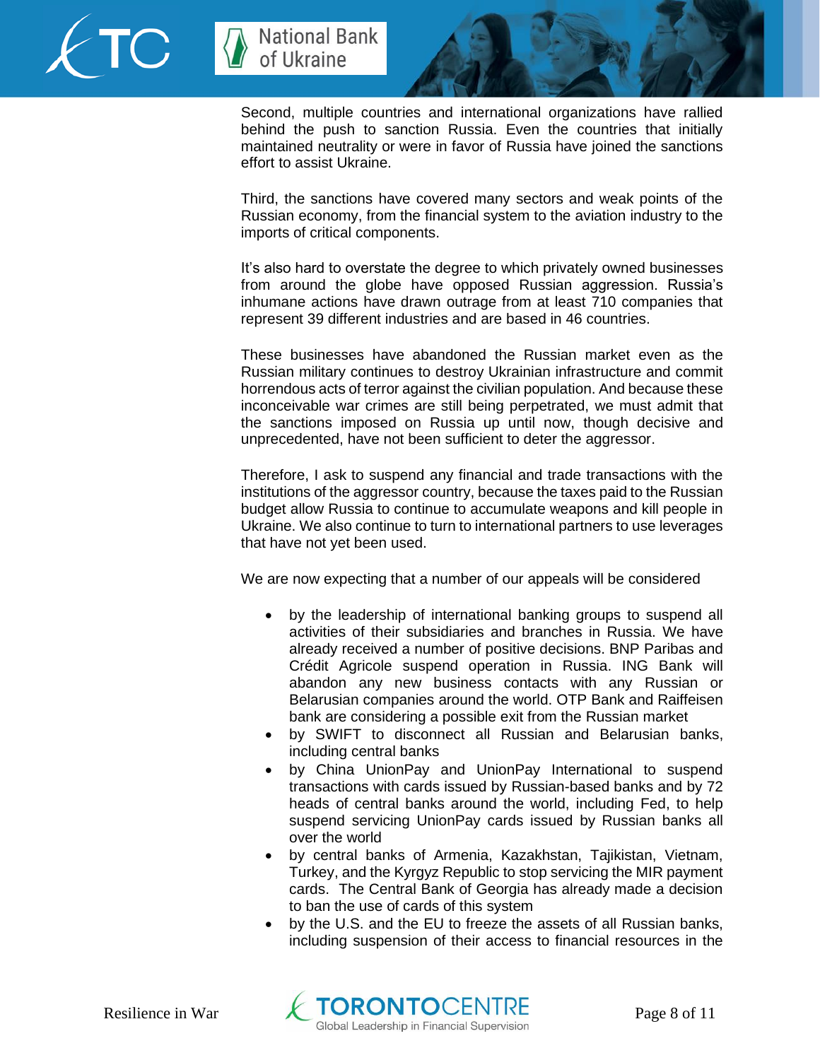Second, multiple countries and international organizations have rallied behind the push to sanction Russia. Even the countries that initially maintained neutrality or were in favor of Russia have joined the sanctions effort to assist Ukraine.

Third, the sanctions have covered many sectors and weak points of the Russian economy, from the financial system to the aviation industry to the imports of critical components.

It's also hard to overstate the degree to which privately owned businesses from around the globe have opposed Russian aggression. Russia's inhumane actions have drawn outrage from at least 710 companies that represent 39 different industries and are based in 46 countries.

These businesses have abandoned the Russian market even as the Russian military continues to destroy Ukrainian infrastructure and commit horrendous acts of terror against the civilian population. And because these inconceivable war crimes are still being perpetrated, we must admit that the sanctions imposed on Russia up until now, though decisive and unprecedented, have not been sufficient to deter the aggressor.

Therefore, I ask to suspend any financial and trade transactions with the institutions of the aggressor country, because the taxes paid to the Russian budget allow Russia to continue to accumulate weapons and kill people in Ukraine. We also continue to turn to international partners to use leverages that have not yet been used.

We are now expecting that a number of our appeals will be considered

- by the leadership of international banking groups to suspend all activities of their subsidiaries and branches in Russia. We have already received a number of positive decisions. BNP Paribas and Crédit Agricole suspend operation in Russia. ING Bank will abandon any new business contacts with any Russian or Belarusian companies around the world. OTP Bank and Raiffeisen bank are considering a possible exit from the Russian market
- by SWIFT to disconnect all Russian and Belarusian banks, including central banks
- by China UnionPay and UnionPay International to suspend transactions with cards issued by Russian-based banks and by 72 heads of central banks around the world, including Fed, to help suspend servicing UnionPay cards issued by Russian banks all over the world
- by central banks of Armenia, Kazakhstan, Tajikistan, Vietnam, Turkey, and the Kyrgyz Republic to stop servicing the MIR payment cards. The Central Bank of Georgia has already made a decision to ban the use of cards of this system
- by the U.S. and the EU to freeze the assets of all Russian banks, including suspension of their access to financial resources in the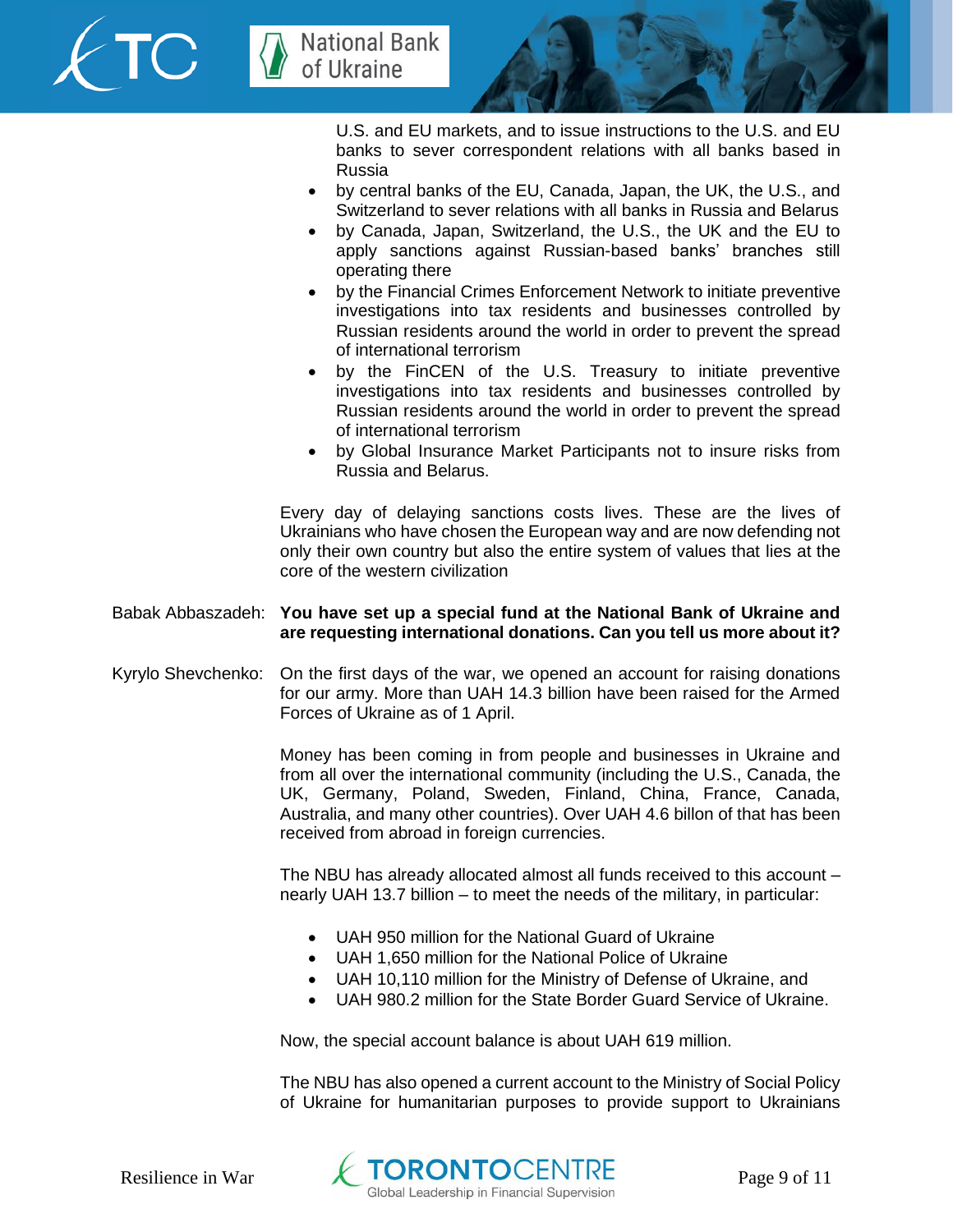U.S. and EU markets, and to issue instructions to the U.S. and EU banks to sever correspondent relations with all banks based in Russia

- by central banks of the EU, Canada, Japan, the UK, the U.S., and Switzerland to sever relations with all banks in Russia and Belarus
- by Canada, Japan, Switzerland, the U.S., the UK and the EU to apply sanctions against Russian-based banks' branches still operating there
- by the Financial Crimes Enforcement Network to initiate preventive investigations into tax residents and businesses controlled by Russian residents around the world in order to prevent the spread of international terrorism
- by the FinCEN of the U.S. Treasury to initiate preventive investigations into tax residents and businesses controlled by Russian residents around the world in order to prevent the spread of international terrorism
- by Global Insurance Market Participants not to insure risks from Russia and Belarus.

Every day of delaying sanctions costs lives. These are the lives of Ukrainians who have chosen the European way and are now defending not only their own country but also the entire system of values that lies at the core of the western civilization

Babak Abbaszadeh: **You have set up a special fund at the National Bank of Ukraine and are requesting international donations. Can you tell us more about it?**

Kyrylo Shevchenko: On the first days of the war, we opened an account for raising donations for our army. More than UAH 14.3 billion have been raised for the Armed Forces of Ukraine as of 1 April.

Money has been coming in from people and businesses in Ukraine and from all over the international community (including the U.S., Canada, the UK, Germany, Poland, Sweden, Finland, China, France, Canada, Australia, and many other countries). Over UAH 4.6 billon of that has been received from abroad in foreign currencies.

The NBU has already allocated almost all funds received to this account – nearly UAH 13.7 billion – to meet the needs of the military, in particular:

- UAH 950 million for the National Guard of Ukraine
- UAH 1,650 million for the National Police of Ukraine
- UAH 10,110 million for the Ministry of Defense of Ukraine, and
- UAH 980.2 million for the State Border Guard Service of Ukraine.

Now, the special account balance is about UAH 619 million.

The NBU has also opened a current account to the Ministry of Social Policy of Ukraine for humanitarian purposes to provide support to Ukrainians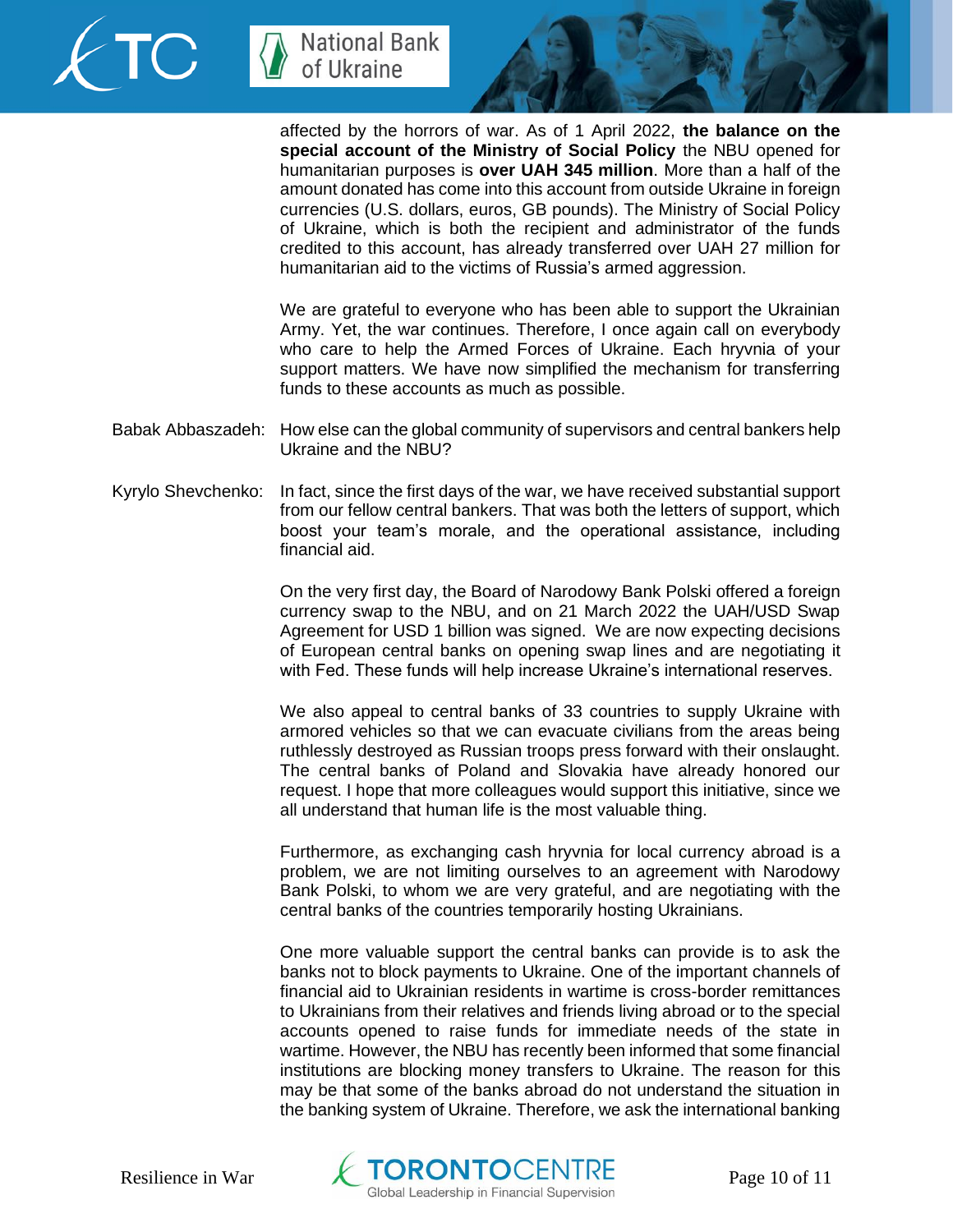affected by the horrors of war. As of 1 April 2022, **the balance on the special account of the Ministry of Social Policy** the NBU opened for humanitarian purposes is **over UAH 345 million**. More than a half of the amount donated has come into this account from outside Ukraine in foreign currencies (U.S. dollars, euros, GB pounds). The Ministry of Social Policy of Ukraine, which is both the recipient and administrator of the funds credited to this account, has already transferred over UAH 27 million for humanitarian aid to the victims of Russia's armed aggression.

We are grateful to everyone who has been able to support the Ukrainian Army. Yet, the war continues. Therefore, I once again call on everybody who care to help the Armed Forces of Ukraine. Each hryvnia of your support matters. We have now simplified the mechanism for transferring funds to these accounts as much as possible.

Babak Abbaszadeh: How else can the global community of supervisors and central bankers help Ukraine and the NBU?

Kyrylo Shevchenko: In fact, since the first days of the war, we have received substantial support from our fellow central bankers. That was both the letters of support, which boost your team's morale, and the operational assistance, including financial aid.

On the very first day, the Board of Narodowy Bank Polski offered a foreign currency swap to the NBU, and on 21 March 2022 the UAH/USD Swap Agreement for USD 1 billion was signed. We are now expecting decisions of European central banks on opening swap lines and are negotiating it with Fed. These funds will help increase Ukraine's international reserves.

We also appeal to central banks of 33 countries to supply Ukraine with armored vehicles so that we can evacuate civilians from the areas being ruthlessly destroyed as Russian troops press forward with their onslaught. The central banks of Poland and Slovakia have already honored our request. I hope that more colleagues would support this initiative, since we all understand that human life is the most valuable thing.

Furthermore, as exchanging cash hryvnia for local currency abroad is a problem, we are not limiting ourselves to an agreement with Narodowy Bank Polski, to whom we are very grateful, and are negotiating with the central banks of the countries temporarily hosting Ukrainians.

One more valuable support the central banks can provide is to ask the banks not to block payments to Ukraine. One of the important channels of financial aid to Ukrainian residents in wartime is cross-border remittances to Ukrainians from their relatives and friends living abroad or to the special accounts opened to raise funds for immediate needs of the state in wartime. However, the NBU has recently been informed that some financial institutions are blocking money transfers to Ukraine. The reason for this may be that some of the banks abroad do not understand the situation in the banking system of Ukraine. Therefore, we ask the international banking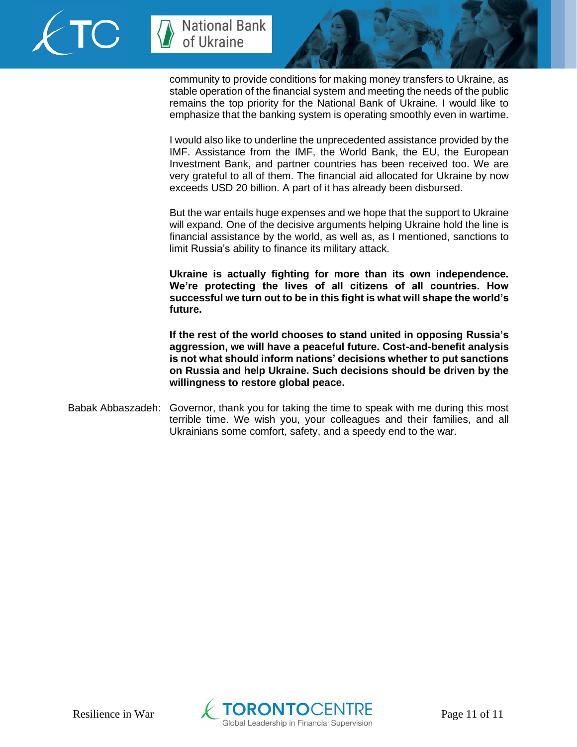community to provide conditions for making money transfers to Ukraine, as stable operation of the financial system and meeting the needs of the public remains the top priority for the National Bank of Ukraine. I would like to emphasize that the banking system is operating smoothly even in wartime.

I would also like to underline the unprecedented assistance provided by the IMF. Assistance from the IMF, the World Bank, the EU, the European Investment Bank, and partner countries has been received too. We are very grateful to all of them. The financial aid allocated for Ukraine by now exceeds USD 20 billion. A part of it has already been disbursed.

But the war entails huge expenses and we hope that the support to Ukraine will expand. One of the decisive arguments helping Ukraine hold the line is financial assistance by the world, as well as, as I mentioned, sanctions to limit Russia's ability to finance its military attack.

**Ukraine is actually fighting for more than its own independence. We're protecting the lives of all citizens of all countries. How successful we turn out to be in this fight is what will shape the world's future.**

**If the rest of the world chooses to stand united in opposing Russia's aggression, we will have a peaceful future. Cost-and-benefit analysis is not what should inform nations' decisions whether to put sanctions on Russia and help Ukraine. Such decisions should be driven by the willingness to restore global peace.**

Babak Abbaszadeh: Governor, thank you for taking the time to speak with me during this most terrible time. We wish you, your colleagues and their families, and all Ukrainians some comfort, safety, and a speedy end to the war.